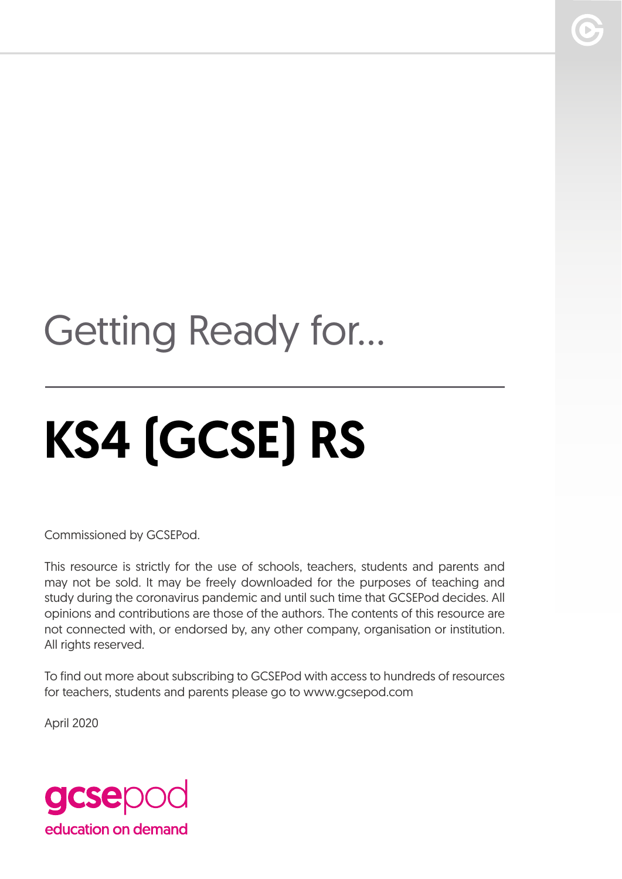## Getting Ready for...

# KS4 (GCSE) RS

Commissioned by GCSEPod.

This resource is strictly for the use of schools, teachers, students and parents and may not be sold. It may be freely downloaded for the purposes of teaching and study during the coronavirus pandemic and until such time that GCSEPod decides. All opinions and contributions are those of the authors. The contents of this resource are not connected with, or endorsed by, any other company, organisation or institution. All rights reserved.

To find out more about subscribing to GCSEPod with access to hundreds of resources for teachers, students and parents please go to www.gcsepod.com

April 2020

gcsepod
education on demand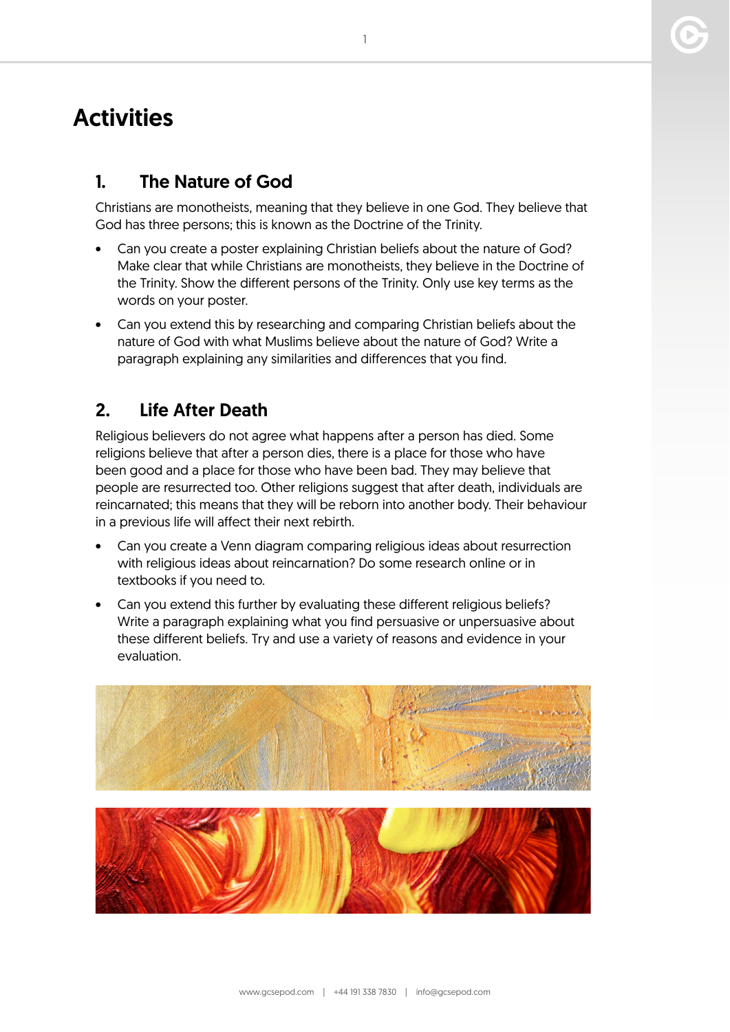# Activities

## 1. The Nature of God

Christians are monotheists, meaning that they believe in one God. They believe that God has three persons; this is known as the Doctrine of the Trinity.

- Can you create a poster explaining Christian beliefs about the nature of God? Make clear that while Christians are monotheists, they believe in the Doctrine of the Trinity. Show the different persons of the Trinity. Only use key terms as the words on your poster.
- Can you extend this by researching and comparing Christian beliefs about the nature of God with what Muslims believe about the nature of God? Write a paragraph explaining any similarities and differences that you find.

## 2. Life After Death

Religious believers do not agree what happens after a person has died. Some religions believe that after a person dies, there is a place for those who have been good and a place for those who have been bad. They may believe that people are resurrected too. Other religions suggest that after death, individuals are reincarnated; this means that they will be reborn into another body. Their behaviour in a previous life will affect their next rebirth.

- Can you create a Venn diagram comparing religious ideas about resurrection with religious ideas about reincarnation? Do some research online or in textbooks if you need to.
- Can you extend this further by evaluating these different religious beliefs? Write a paragraph explaining what you find persuasive or unpersuasive about these different beliefs. Try and use a variety of reasons and evidence in your evaluation.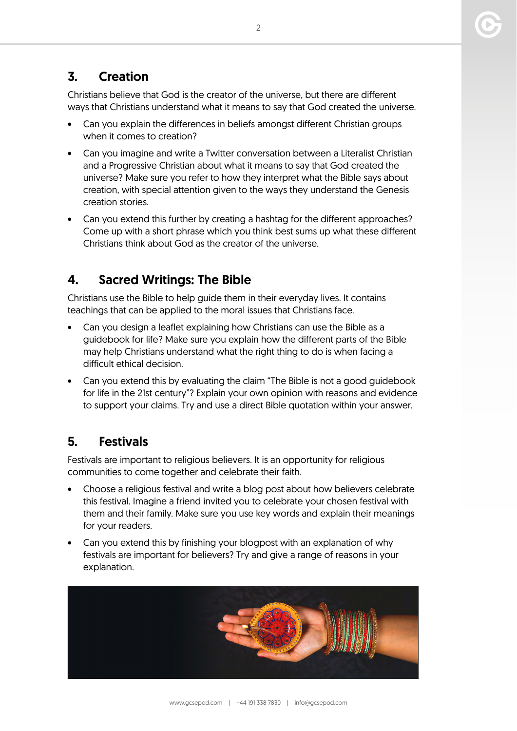## 3. Creation

Christians believe that God is the creator of the universe, but there are different ways that Christians understand what it means to say that God created the universe.

- Can you explain the differences in beliefs amongst different Christian groups when it comes to creation?
- Can you imagine and write a Twitter conversation between a Literalist Christian and a Progressive Christian about what it means to say that God created the universe? Make sure you refer to how they interpret what the Bible says about creation, with special attention given to the ways they understand the Genesis creation stories.
- Can you extend this further by creating a hashtag for the different approaches? Come up with a short phrase which you think best sums up what these different Christians think about God as the creator of the universe.

## 4. Sacred Writings: The Bible

Christians use the Bible to help guide them in their everyday lives. It contains teachings that can be applied to the moral issues that Christians face.

- Can you design a leaflet explaining how Christians can use the Bible as a guidebook for life? Make sure you explain how the different parts of the Bible may help Christians understand what the right thing to do is when facing a difficult ethical decision.
- Can you extend this by evaluating the claim "The Bible is not a good guidebook for life in the 21st century"? Explain your own opinion with reasons and evidence to support your claims. Try and use a direct Bible quotation within your answer.

## 5. Festivals

Festivals are important to religious believers. It is an opportunity for religious communities to come together and celebrate their faith.

- Choose a religious festival and write a blog post about how believers celebrate this festival. Imagine a friend invited you to celebrate your chosen festival with them and their family. Make sure you use key words and explain their meanings for your readers.
- Can you extend this by finishing your blogpost with an explanation of why festivals are important for believers? Try and give a range of reasons in your explanation.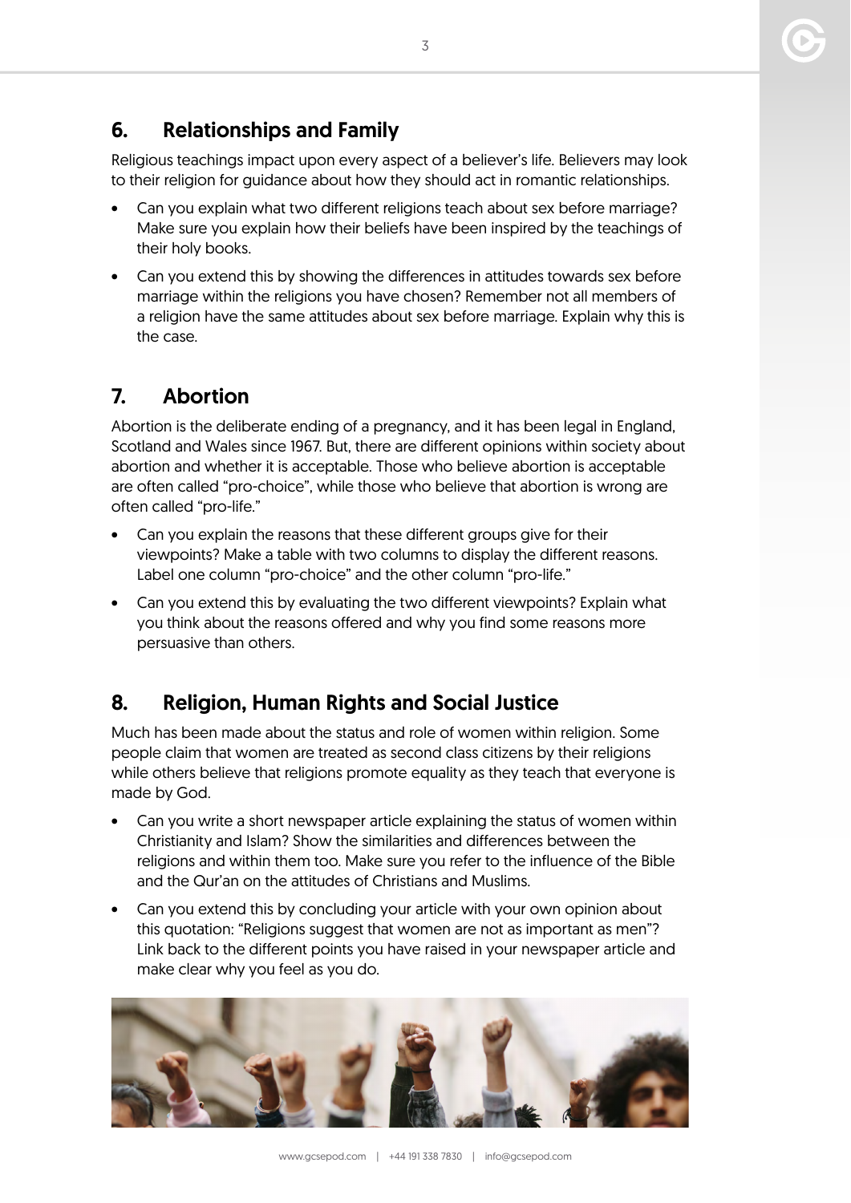## 6. Relationships and Family

Religious teachings impact upon every aspect of a believer's life. Believers may look to their religion for guidance about how they should act in romantic relationships.

- Can you explain what two different religions teach about sex before marriage? Make sure you explain how their beliefs have been inspired by the teachings of their holy books.
- Can you extend this by showing the differences in attitudes towards sex before marriage within the religions you have chosen? Remember not all members of a religion have the same attitudes about sex before marriage. Explain why this is the case.

## 7. Abortion

Abortion is the deliberate ending of a pregnancy, and it has been legal in England, Scotland and Wales since 1967. But, there are different opinions within society about abortion and whether it is acceptable. Those who believe abortion is acceptable are often called "pro-choice", while those who believe that abortion is wrong are often called "pro-life."

- Can you explain the reasons that these different groups give for their viewpoints? Make a table with two columns to display the different reasons. Label one column "pro-choice" and the other column "pro-life."
- Can you extend this by evaluating the two different viewpoints? Explain what you think about the reasons offered and why you find some reasons more persuasive than others.

## 8. Religion, Human Rights and Social Justice

Much has been made about the status and role of women within religion. Some people claim that women are treated as second class citizens by their religions while others believe that religions promote equality as they teach that everyone is made by God.

- Can you write a short newspaper article explaining the status of women within Christianity and Islam? Show the similarities and differences between the religions and within them too. Make sure you refer to the influence of the Bible and the Qur'an on the attitudes of Christians and Muslims.
- Can you extend this by concluding your article with your own opinion about this quotation: "Religions suggest that women are not as important as men"? Link back to the different points you have raised in your newspaper article and make clear why you feel as you do.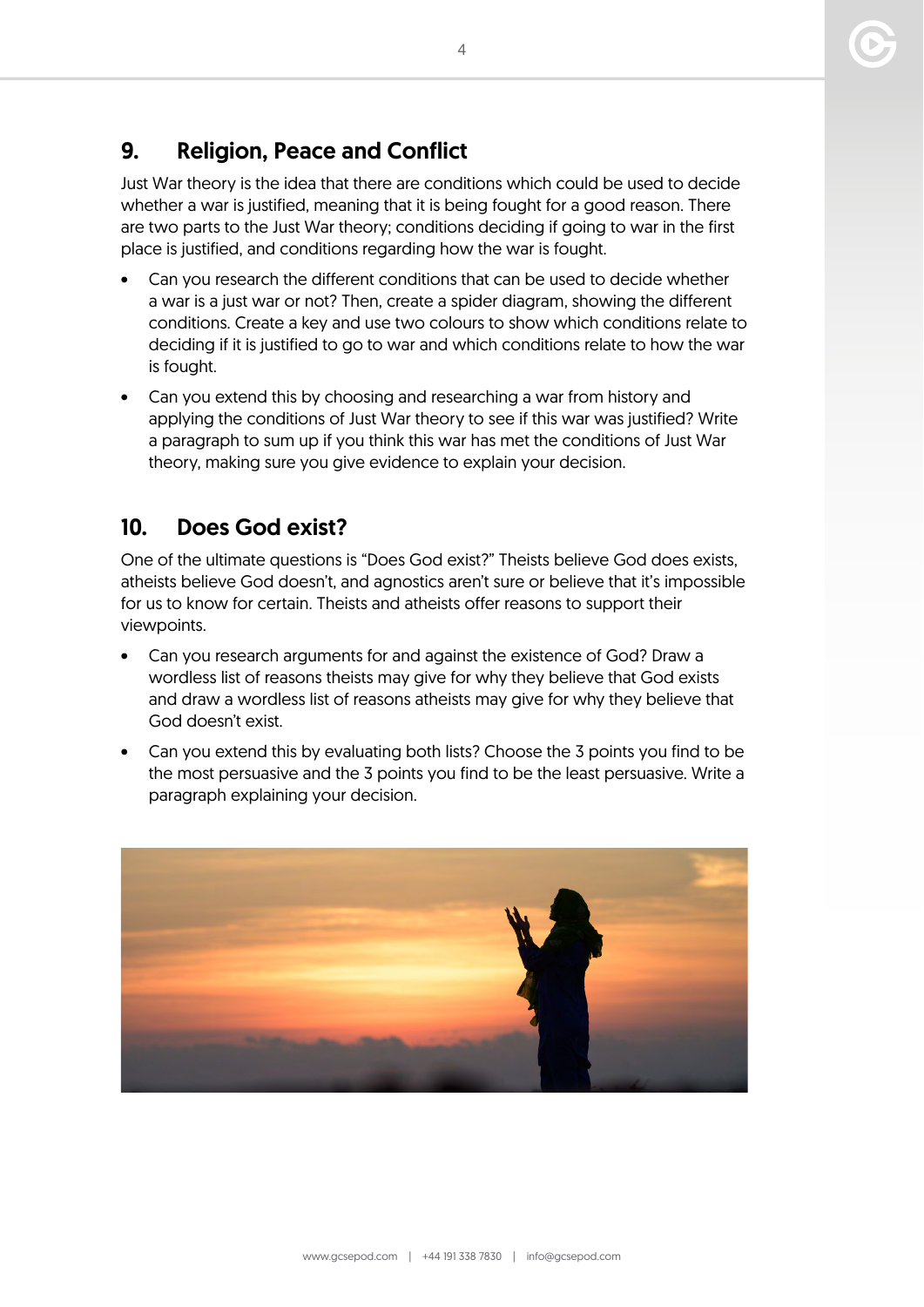## 9. Religion, Peace and Conflict

Just War theory is the idea that there are conditions which could be used to decide whether a war is justified, meaning that it is being fought for a good reason. There are two parts to the Just War theory; conditions deciding if going to war in the first place is justified, and conditions regarding how the war is fought.

- Can you research the different conditions that can be used to decide whether a war is a just war or not? Then, create a spider diagram, showing the different conditions. Create a key and use two colours to show which conditions relate to deciding if it is justified to go to war and which conditions relate to how the war is fought.
- Can you extend this by choosing and researching a war from history and applying the conditions of Just War theory to see if this war was justified? Write a paragraph to sum up if you think this war has met the conditions of Just War theory, making sure you give evidence to explain your decision.

## 10. Does God exist?

One of the ultimate questions is "Does God exist?" Theists believe God does exists, atheists believe God doesn't, and agnostics aren't sure or believe that it's impossible for us to know for certain. Theists and atheists offer reasons to support their viewpoints.

- Can you research arguments for and against the existence of God? Draw a wordless list of reasons theists may give for why they believe that God exists and draw a wordless list of reasons atheists may give for why they believe that God doesn't exist.
- Can you extend this by evaluating both lists? Choose the 3 points you find to be the most persuasive and the 3 points you find to be the least persuasive. Write a paragraph explaining your decision.